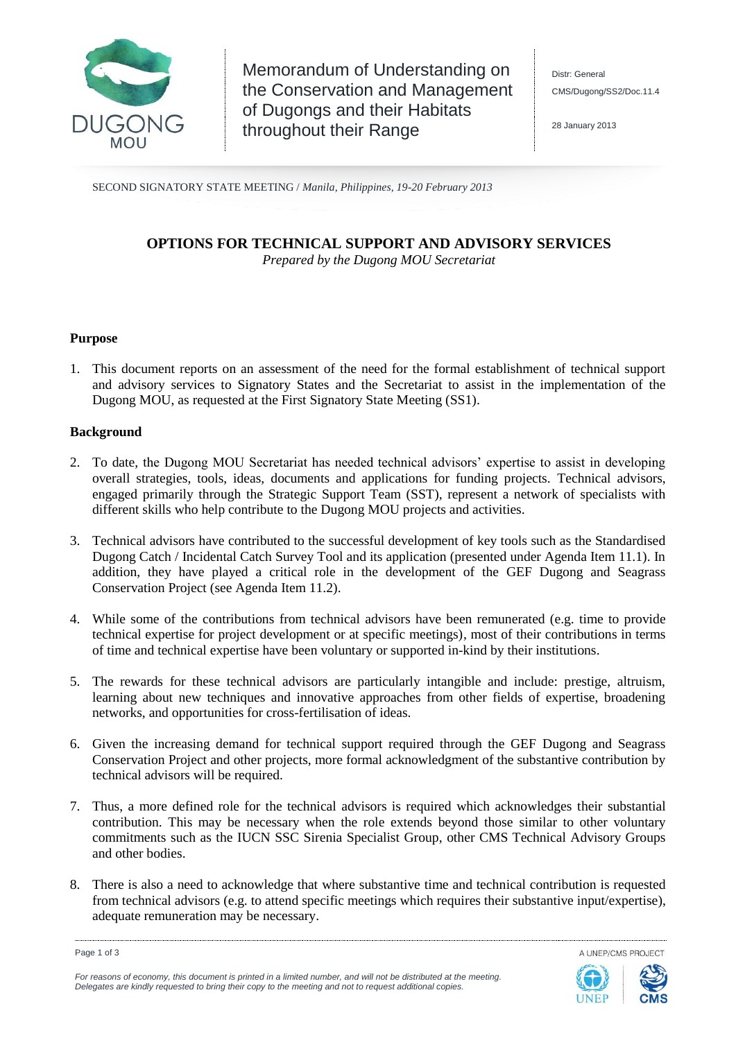Memorandum of Understanding on the Conservation and Management of Dugongs and their Habitats throughout their Range

Distr: General

CMS/Dugong/SS2/Doc.11.4

28 January 2013

SECOND SIGNATORY STATE MEETING / *Manila, Philippines, 19-20 February 2013*

# OPTIONS FOR TECHNICAL SUPPORT AND ADVISORY SERVICES

*Prepared by the Dugong MOU Secretariat*

## Purpose

1. This document reports on an assessment of the need for the formal establishment of technical support and advisory services to Signatory States and the Secretariat to assist in the implementation of the Dugong MOU, as requested at the First Signatory State Meeting (SS1).

## Background

2. To date, the Dugong MOU Secretariat has needed technical advisors' expertise to assist in developing overall strategies, tools, ideas, documents and applications for funding projects. Technical advisors, engaged primarily through the Strategic Support Team (SST), represent a network of specialists with different skills who help contribute to the Dugong MOU projects and activities.

3. Technical advisors have contributed to the successful development of key tools such as the Standardised Dugong Catch / Incidental Catch Survey Tool and its application (presented under Agenda Item 11.1). In addition, they have played a critical role in the development of the GEF Dugong and Seagrass Conservation Project (see Agenda Item 11.2).

4. While some of the contributions from technical advisors have been remunerated (e.g. time to provide technical expertise for project development or at specific meetings), most of their contributions in terms of time and technical expertise have been voluntary or supported in-kind by their institutions.

5. The rewards for these technical advisors are particularly intangible and include: prestige, altruism, learning about new techniques and innovative approaches from other fields of expertise, broadening networks, and opportunities for cross-fertilisation of ideas.

6. Given the increasing demand for technical support required through the GEF Dugong and Seagrass Conservation Project and other projects, more formal acknowledgment of the substantive contribution by technical advisors will be required.

7. Thus, a more defined role for the technical advisors is required which acknowledges their substantial contribution. This may be necessary when the role extends beyond those similar to other voluntary commitments such as the IUCN SSC Sirenia Specialist Group, other CMS Technical Advisory Groups and other bodies.

8. There is also a need to acknowledge that where substantive time and technical contribution is requested from technical advisors (e.g. to attend specific meetings which requires their substantive input/expertise), adequate remuneration may be necessary.

*For reasons of economy, this document is printed in a limited number, and will not be distributed at the meeting. Delegates are kindly requested to bring their copy to the meeting and not to request additional copies.*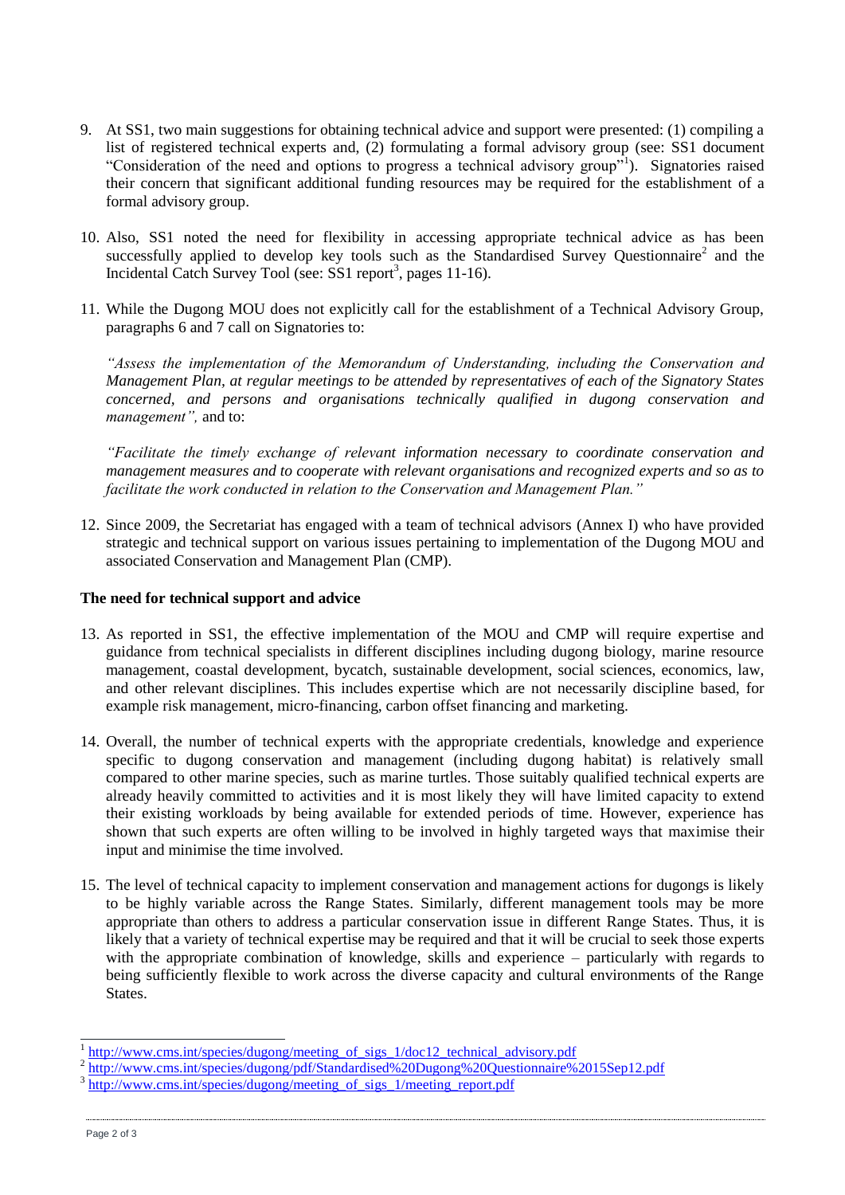9. At SS1, two main suggestions for obtaining technical advice and support were presented: (1) compiling a list of registered technical experts and, (2) formulating a formal advisory group (see: SS1 document "Consideration of the need and options to progress a technical advisory group"[1]). Signatories raised their concern that significant additional funding resources may be required for the establishment of a formal advisory group.

10. Also, SS1 noted the need for flexibility in accessing appropriate technical advice as has been successfully applied to develop key tools such as the Standardised Survey Questionnaire[2] and the Incidental Catch Survey Tool (see: SS1 report[3], pages 11-16).

11. While the Dugong MOU does not explicitly call for the establishment of a Technical Advisory Group, paragraphs 6 and 7 call on Signatories to:

    *"Assess the implementation of the Memorandum of Understanding, including the Conservation and Management Plan, at regular meetings to be attended by representatives of each of the Signatory States concerned, and persons and organisations technically qualified in dugong conservation and management",* and to:

    *"Facilitate the timely exchange of relevant information necessary to coordinate conservation and management measures and to cooperate with relevant organisations and recognized experts and so as to facilitate the work conducted in relation to the Conservation and Management Plan."*

12. Since 2009, the Secretariat has engaged with a team of technical advisors (Annex I) who have provided strategic and technical support on various issues pertaining to implementation of the Dugong MOU and associated Conservation and Management Plan (CMP).

**The need for technical support and advice**

13. As reported in SS1, the effective implementation of the MOU and CMP will require expertise and guidance from technical specialists in different disciplines including dugong biology, marine resource management, coastal development, bycatch, sustainable development, social sciences, economics, law, and other relevant disciplines. This includes expertise which are not necessarily discipline based, for example risk management, micro-financing, carbon offset financing and marketing.

14. Overall, the number of technical experts with the appropriate credentials, knowledge and experience specific to dugong conservation and management (including dugong habitat) is relatively small compared to other marine species, such as marine turtles. Those suitably qualified technical experts are already heavily committed to activities and it is most likely they will have limited capacity to extend their existing workloads by being available for extended periods of time. However, experience has shown that such experts are often willing to be involved in highly targeted ways that maximise their input and minimise the time involved.

15. The level of technical capacity to implement conservation and management actions for dugongs is likely to be highly variable across the Range States. Similarly, different management tools may be more appropriate than others to address a particular conservation issue in different Range States. Thus, it is likely that a variety of technical expertise may be required and that it will be crucial to seek those experts with the appropriate combination of knowledge, skills and experience – particularly with regards to being sufficiently flexible to work across the diverse capacity and cultural environments of the Range States.

---

[1] http://www.cms.int/species/dugong/meeting_of_sigs_1/doc12_technical_advisory.pdf

[2] http://www.cms.int/species/dugong/pdf/Standardised%20Dugong%20Questionnaire%2015Sep12.pdf

[3] http://www.cms.int/species/dugong/meeting_of_sigs_1/meeting_report.pdf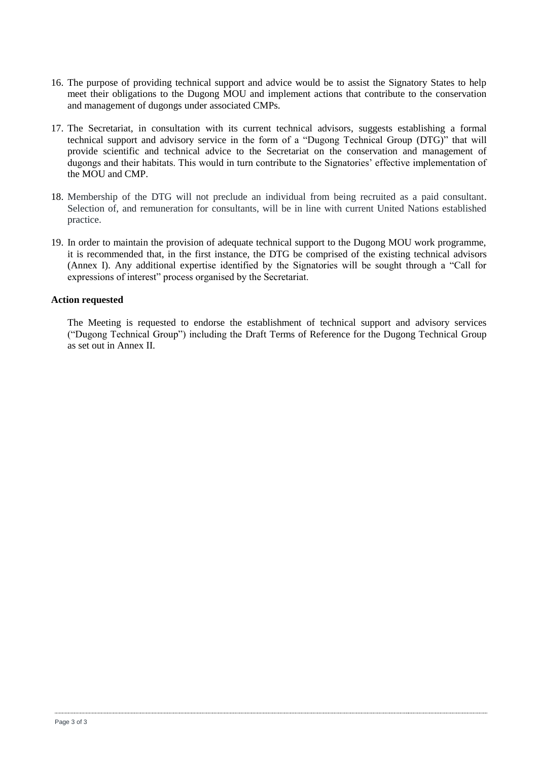16. The purpose of providing technical support and advice would be to assist the Signatory States to help meet their obligations to the Dugong MOU and implement actions that contribute to the conservation and management of dugongs under associated CMPs.

17. The Secretariat, in consultation with its current technical advisors, suggests establishing a formal technical support and advisory service in the form of a "Dugong Technical Group (DTG)" that will provide scientific and technical advice to the Secretariat on the conservation and management of dugongs and their habitats. This would in turn contribute to the Signatories' effective implementation of the MOU and CMP.

18. Membership of the DTG will not preclude an individual from being recruited as a paid consultant. Selection of, and remuneration for consultants, will be in line with current United Nations established practice.

19. In order to maintain the provision of adequate technical support to the Dugong MOU work programme, it is recommended that, in the first instance, the DTG be comprised of the existing technical advisors (Annex I). Any additional expertise identified by the Signatories will be sought through a "Call for expressions of interest" process organised by the Secretariat.

**Action requested**

The Meeting is requested to endorse the establishment of technical support and advisory services ("Dugong Technical Group") including the Draft Terms of Reference for the Dugong Technical Group as set out in Annex II.